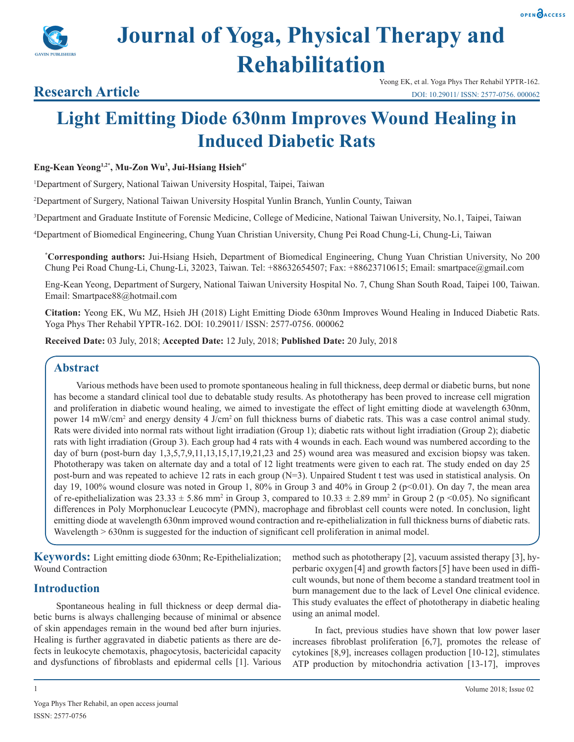# Journal of Yoga, Physical Therapy and Rehabilitation

**Research Article**

Yeong EK, et al. Yoga Phys Ther Rehabil YPTR-162.
DOI: 10.29011/ ISSN: 2577-0756. 000062

# Light Emitting Diode 630nm Improves Wound Healing in Induced Diabetic Rats

**Eng-Kean Yeong[1,2*], Mu-Zon Wu[3], Jui-Hsiang Hsieh[4*]**

[1]Department of Surgery, National Taiwan University Hospital, Taipei, Taiwan

[2]Department of Surgery, National Taiwan University Hospital Yunlin Branch, Yunlin County, Taiwan

[3]Department and Graduate Institute of Forensic Medicine, College of Medicine, National Taiwan University, No.1, Taipei, Taiwan

[4]Department of Biomedical Engineering, Chung Yuan Christian University, Chung Pei Road Chung-Li, Chung-Li, Taiwan

[*]**Corresponding authors:** Jui-Hsiang Hsieh, Department of Biomedical Engineering, Chung Yuan Christian University, No 200 Chung Pei Road Chung-Li, Chung-Li, 32023, Taiwan. Tel: +88632654507; Fax: +88623710615; Email: smartpace@gmail.com

Eng-Kean Yeong, Department of Surgery, National Taiwan University Hospital No. 7, Chung Shan South Road, Taipei 100, Taiwan. Email: Smartpace88@hotmail.com

**Citation:** Yeong EK, Wu MZ, Hsieh JH (2018) Light Emitting Diode 630nm Improves Wound Healing in Induced Diabetic Rats. Yoga Phys Ther Rehabil YPTR-162. DOI: 10.29011/ ISSN: 2577-0756. 000062

**Received Date:** 03 July, 2018; **Accepted Date:** 12 July, 2018; **Published Date:** 20 July, 2018

## Abstract

Various methods have been used to promote spontaneous healing in full thickness, deep dermal or diabetic burns, but none has become a standard clinical tool due to debatable study results. As phototherapy has been proved to increase cell migration and proliferation in diabetic wound healing, we aimed to investigate the effect of light emitting diode at wavelength 630nm, power 14 $mW/cm^2$ and energy density 4 $J/cm^2$ on full thickness burns of diabetic rats. This was a case control animal study. Rats were divided into normal rats without light irradiation (Group 1); diabetic rats without light irradiation (Group 2); diabetic rats with light irradiation (Group 3). Each group had 4 rats with 4 wounds in each. Each wound was numbered according to the day of burn (post-burn day 1,3,5,7,9,11,13,15,17,19,21,23 and 25) wound area was measured and excision biopsy was taken. Phototherapy was taken on alternate day and a total of 12 light treatments were given to each rat. The study ended on day 25 post-burn and was repeated to achieve 12 rats in each group (N=3). Unpaired Student t test was used in statistical analysis. On day 19, 100% wound closure was noted in Group 1, 80% in Group 3 and 40% in Group 2 ($p<0.01$). On day 7, the mean area of re-epithelialization was $23.33 \pm 5.86$ $mm^2$ in Group 3, compared to $10.33 \pm 2.89$ $mm^2$ in Group 2 ($p <0.05$). No significant differences in Poly Morphonuclear Leucocyte (PMN), macrophage and fibroblast cell counts were noted. In conclusion, light emitting diode at wavelength 630nm improved wound contraction and re-epithelialization in full thickness burns of diabetic rats. Wavelength > 630nm is suggested for the induction of significant cell proliferation in animal model.

**Keywords:** Light emitting diode 630nm; Re-Epithelialization; Wound Contraction

## Introduction

Spontaneous healing in full thickness or deep dermal diabetic burns is always challenging because of minimal or absence of skin appendages remain in the wound bed after burn injuries. Healing is further aggravated in diabetic patients as there are defects in leukocyte chemotaxis, phagocytosis, bactericidal capacity and dysfunctions of fibroblasts and epidermal cells [1]. Various method such as phototherapy [2], vacuum assisted therapy [3], hyperbaric oxygen [4] and growth factors [5] have been used in difficult wounds, but none of them become a standard treatment tool in burn management due to the lack of Level One clinical evidence. This study evaluates the effect of phototherapy in diabetic healing using an animal model.

In fact, previous studies have shown that low power laser increases fibroblast proliferation [6,7], promotes the release of cytokines [8,9], increases collagen production [10-12], stimulates ATP production by mitochondria activation [13-17], improves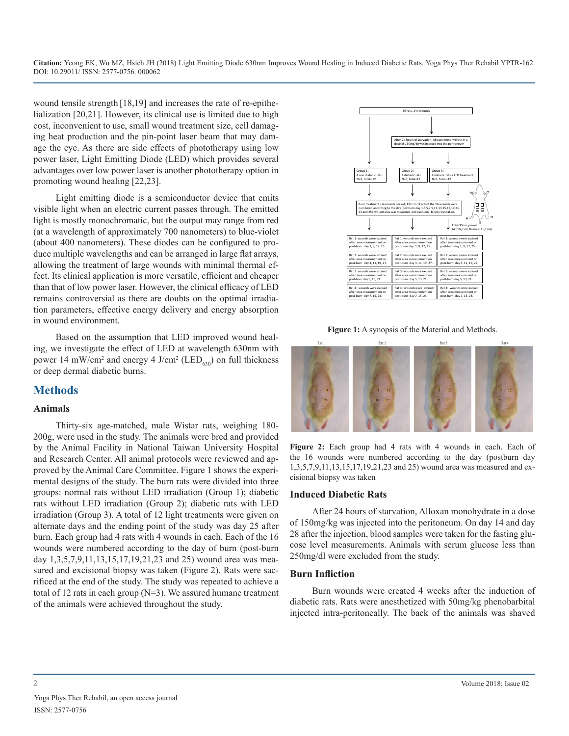wound tensile strength [18,19] and increases the rate of re-epithelialization [20,21]. However, its clinical use is limited due to high cost, inconvenient to use, small wound treatment size, cell damaging heat production and the pin-point laser beam that may damage the eye. As there are side effects of phototherapy using low power laser, Light Emitting Diode (LED) which provides several advantages over low power laser is another phototherapy option in promoting wound healing [22,23].

Light emitting diode is a semiconductor device that emits visible light when an electric current passes through. The emitted light is mostly monochromatic, but the output may range from red (at a wavelength of approximately 700 nanometers) to blue-violet (about 400 nanometers). These diodes can be configured to produce multiple wavelengths and can be arranged in large flat arrays, allowing the treatment of large wounds with minimal thermal effect. Its clinical application is more versatile, efficient and cheaper than that of low power laser. However, the clinical efficacy of LED remains controversial as there are doubts on the optimal irradiation parameters, effective energy delivery and energy absorption in wound environment.

Based on the assumption that LED improved wound healing, we investigate the effect of LED at wavelength 630nm with power 14 mW/cm$^2$ and energy 4 J/cm$^2$ ($LED_{630}$) on full thickness or deep dermal diabetic burns.

## Methods

### Animals

Thirty-six age-matched, male Wistar rats, weighing 180-200g, were used in the study. The animals were bred and provided by the Animal Facility in National Taiwan University Hospital and Research Center. All animal protocols were reviewed and approved by the Animal Care Committee. Figure 1 shows the experimental designs of the study. The burn rats were divided into three groups: normal rats without LED irradiation (Group 1); diabetic rats without LED irradiation (Group 2); diabetic rats with LED irradiation (Group 3). A total of 12 light treatments were given on alternate days and the ending point of the study was day 25 after burn. Each group had 4 rats with 4 wounds in each. Each of the 16 wounds were numbered according to the day of burn (post-burn day 1,3,5,7,9,11,13,15,17,19,21,23 and 25) wound area was measured and excisional biopsy was taken (Figure 2). Rats were sacrificed at the end of the study. The study was repeated to achieve a total of 12 rats in each group (N=3). We assured humane treatment of the animals were achieved throughout the study.

Figure 1: A synopsis of the Material and Methods.

Figure 2: Each group had 4 rats with 4 wounds in each. Each of the 16 wounds were numbered according to the day (postburn day 1,3,5,7,9,11,13,15,17,19,21,23 and 25) wound area was measured and excisional biopsy was taken

### Induced Diabetic Rats

After 24 hours of starvation, Alloxan monohydrate in a dose of 150mg/kg was injected into the peritoneum. On day 14 and day 28 after the injection, blood samples were taken for the fasting glucose level measurements. Animals with serum glucose less than 250mg/dl were excluded from the study.

### Burn Infliction

Burn wounds were created 4 weeks after the induction of diabetic rats. Rats were anesthetized with 50mg/kg phenobarbital injected intra-peritoneally. The back of the animals was shaved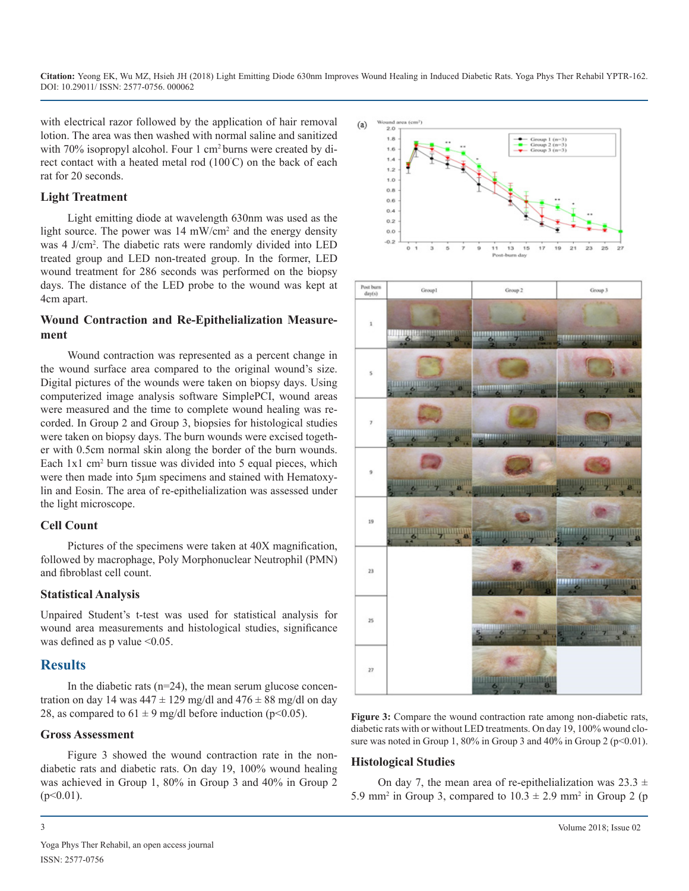with electrical razor followed by the application of hair removal lotion. The area was then washed with normal saline and sanitized with 70% isopropyl alcohol. Four 1 $cm^2$ burns were created by direct contact with a heated metal rod (100°C) on the back of each rat for 20 seconds.

### Light Treatment

Light emitting diode at wavelength 630nm was used as the light source. The power was 14 $mW/cm^2$ and the energy density was 4 $J/cm^2$. The diabetic rats were randomly divided into LED treated group and LED non-treated group. In the former, LED wound treatment for 286 seconds was performed on the biopsy days. The distance of the LED probe to the wound was kept at 4cm apart.

### Wound Contraction and Re-Epithelialization Measurement

Wound contraction was represented as a percent change in the wound surface area compared to the original wound's size. Digital pictures of the wounds were taken on biopsy days. Using computerized image analysis software SimplePCI, wound areas were measured and the time to complete wound healing was recorded. In Group 2 and Group 3, biopsies for histological studies were taken on biopsy days. The burn wounds were excised together with 0.5cm normal skin along the border of the burn wounds. Each 1x1 $cm^2$ burn tissue was divided into 5 equal pieces, which were then made into 5μm specimens and stained with Hematoxylin and Eosin. The area of re-epithelialization was assessed under the light microscope.

### Cell Count

Pictures of the specimens were taken at 40X magnification, followed by macrophage, Poly Morphonuclear Neutrophil (PMN) and fibroblast cell count.

### Statistical Analysis

Unpaired Student's t-test was used for statistical analysis for wound area measurements and histological studies, significance was defined as p value <0.05.

## Results

In the diabetic rats (n=24), the mean serum glucose concentration on day 14 was 447 ± 129 mg/dl and 476 ± 88 mg/dl on day 28, as compared to 61 ± 9 mg/dl before induction ($p<0.05$).

### Gross Assessment

Figure 3 showed the wound contraction rate in the non-diabetic rats and diabetic rats. On day 19, 100% wound healing was achieved in Group 1, 80% in Group 3 and 40% in Group 2 ($p<0.01$).

**Figure 3:** Compare the wound contraction rate among non-diabetic rats, diabetic rats with or without LED treatments. On day 19, 100% wound closure was noted in Group 1, 80% in Group 3 and 40% in Group 2 ($p<0.01$).

### Histological Studies

On day 7, the mean area of re-epithelialization was 23.3 ± 5.9 $mm^2$ in Group 3, compared to 10.3 ± 2.9 $mm^2$ in Group 2 (p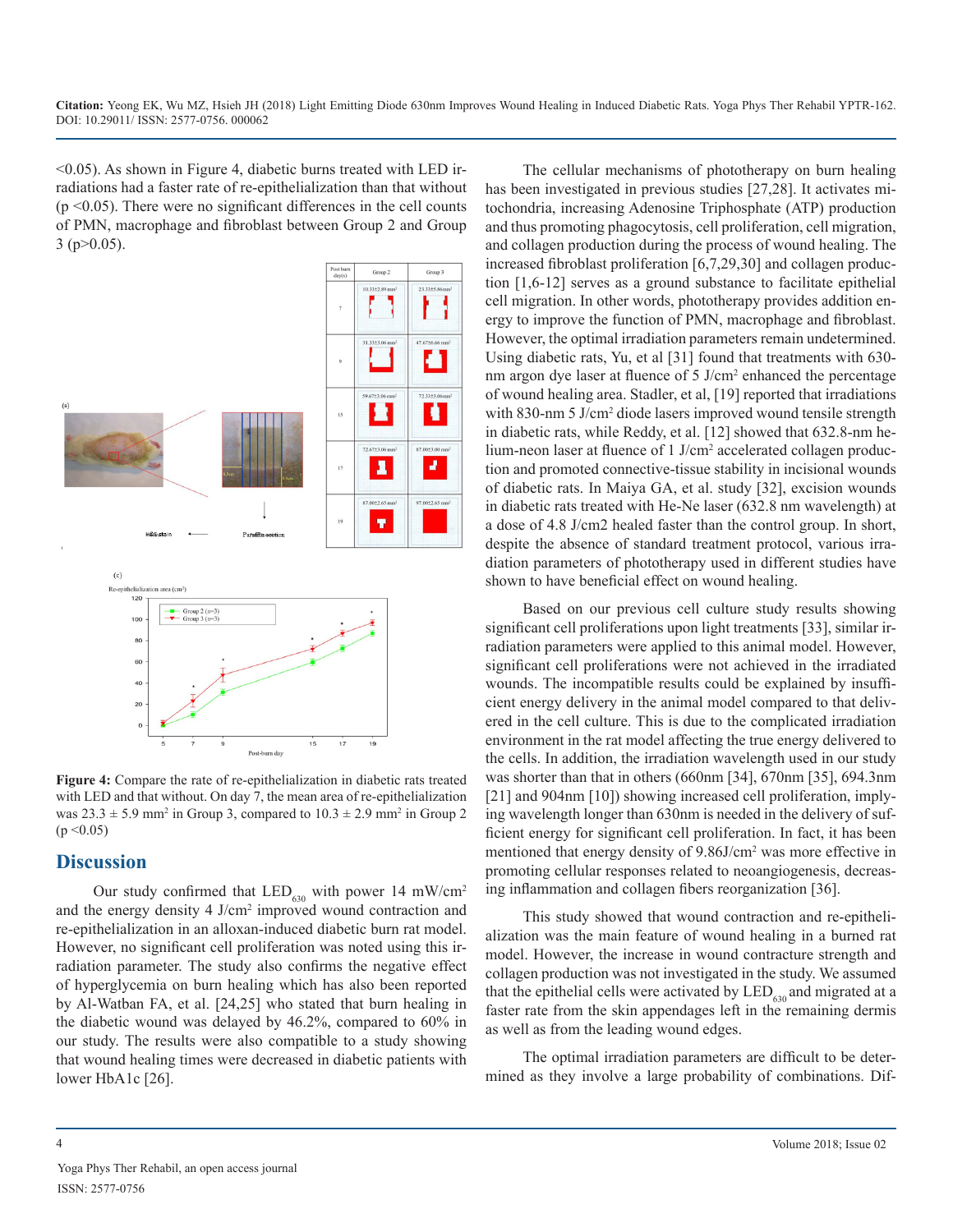<0.05). As shown in Figure 4, diabetic burns treated with LED irradiations had a faster rate of re-epithelialization than that without ($p < 0.05$). There were no significant differences in the cell counts of PMN, macrophage and fibroblast between Group 2 and Group 3 ($p > 0.05$).

**Figure 4:** Compare the rate of re-epithelialization in diabetic rats treated with LED irradiations and that without. On day 7, the mean area of re-epithelialization was 23.3 ± 5.9 mm² in Group 3, compared to 10.3 ± 2.9 mm² in Group 2 ($p < 0.05$)

## Discussion

Our study confirmed that $LED_{630}$ with power 14 mW/cm² and the energy density 4 J/cm² improved wound contraction and re-epithelialization in an alloxan-induced diabetic burn rat model. However, no significant cell proliferation was noted using this irradiation parameter. The study also confirms the negative effect of hyperglycemia on burn healing which has also been reported by Al-Watban FA, et al. [24,25] who stated that burn healing in the diabetic wound was delayed by 46.2%, compared to 60% in our study. The results were also compatible to a study showing that wound healing times were decreased in diabetic patients with lower HbA1c [26].

The cellular mechanisms of phototherapy on burn healing has been investigated in previous studies [27,28]. It activates mitochondria, increasing Adenosine Triphosphate (ATP) production and thus promoting phagocytosis, cell proliferation, cell migration, and collagen production during the process of wound healing. The increased fibroblast proliferation [6,7,29,30] and collagen production [1,6-12] serves as a ground substance to facilitate epithelial cell migration. In other words, phototherapy provides addition energy to improve the function of PMN, macrophage and fibroblast. However, the optimal irradiation parameters remain undetermined. Using diabetic rats, Yu, et al [31] found that treatments with 630-nm argon dye laser at fluence of 5 J/cm² enhanced the percentage of wound healing area. Stadler, et al, [19] reported that irradiations with 830-nm 5 J/cm² diode lasers improved wound tensile strength in diabetic rats, while Reddy, et al. [12] showed that 632.8-nm helium-neon laser at fluence of 1 J/cm² accelerated collagen production and promoted connective-tissue stability in incisional wounds of diabetic rats. In Maiya GA, et al. study [32], excision wounds in diabetic rats treated with He-Ne laser (632.8 nm wavelength) at a dose of 4.8 J/cm2 healed faster than the control group. In short, despite the absence of standard treatment protocol, various irradiation parameters of phototherapy used in different studies have shown to have beneficial effect on wound healing.

Based on our previous cell culture study results showing significant cell proliferations upon light treatments [33], similar irradiation parameters were applied to this animal model. However, significant cell proliferations were not achieved in the irradiated wounds. The incompatible results could be explained by insufficient energy delivery in the animal model compared to that delivered in the cell culture. This is due to the complicated irradiation environment in the rat model affecting the true energy delivered to the cells. In addition, the irradiation wavelength used in our study was shorter than that in others (660nm [34], 670nm [35], 694.3nm [21] and 904nm [10]) showing increased cell proliferation, implying wavelength longer than 630nm is needed in the delivery of sufficient energy for significant cell proliferation. In fact, it has been mentioned that energy density of 9.86J/cm² was more effective in promoting cellular responses related to neoangiogenesis, decreasing inflammation and collagen fibers reorganization [36].

This study showed that wound contraction and re-epithelialization was the main feature of wound healing in a burned rat model. However, the increase in wound contracture strength and collagen production was not investigated in the study. We assumed that the epithelial cells were activated by $LED_{630}$ and migrated at a faster rate from the skin appendages left in the remaining dermis as well as from the leading wound edges.

The optimal irradiation parameters are difficult to be determined as they involve a large probability of combinations. Dif-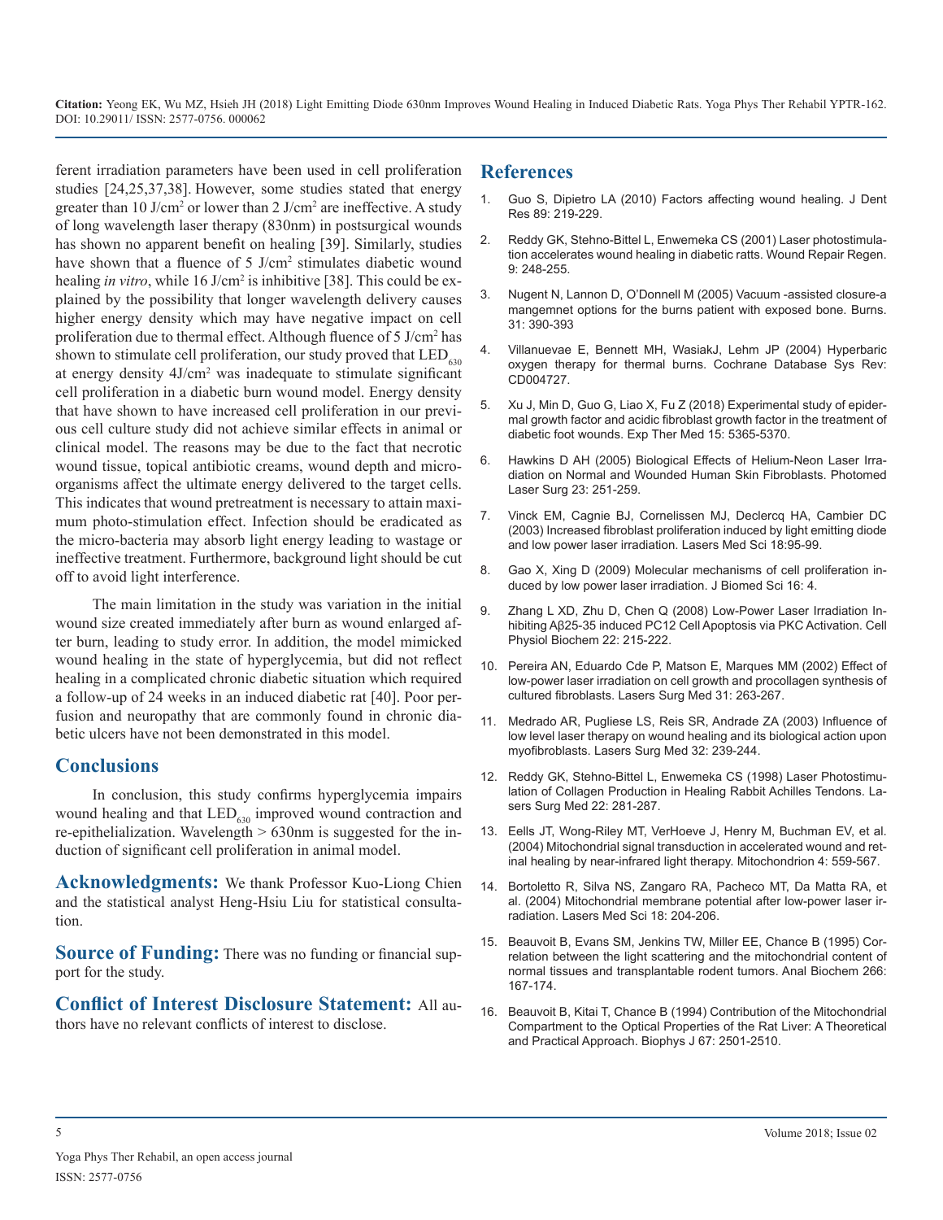ferent irradiation parameters have been used in cell proliferation studies [24,25,37,38]. However, some studies stated that energy greater than 10 J/cm$^2$ or lower than 2 J/cm$^2$ are ineffective. A study of long wavelength laser therapy (830nm) in postsurgical wounds has shown no apparent benefit on healing [39]. Similarly, studies have shown that a fluence of 5 J/cm$^2$ stimulates diabetic wound healing *in vitro*, while 16 J/cm$^2$ is inhibitive [38]. This could be explained by the possibility that longer wavelength delivery causes higher energy density which may have negative impact on cell proliferation due to thermal effect. Although fluence of 5 J/cm$^2$ has shown to stimulate cell proliferation, our study proved that $LED_{630}$ at energy density 4J/cm$^2$ was inadequate to stimulate significant cell proliferation in a diabetic burn wound model. Energy density that have shown to have increased cell proliferation in our previous cell culture study did not achieve similar effects in animal or clinical model. The reasons may be due to the fact that necrotic wound tissue, topical antibiotic creams, wound depth and microorganisms affect the ultimate energy delivered to the target cells. This indicates that wound pretreatment is necessary to attain maximum photo-stimulation effect. Infection should be eradicated as the micro-bacteria may absorb light energy leading to wastage or ineffective treatment. Furthermore, background light should be cut off to avoid light interference.

The main limitation in the study was variation in the initial wound size created immediately after burn as wound enlarged after burn, leading to study error. In addition, the model mimicked wound healing in the state of hyperglycemia, but did not reflect healing in a complicated chronic diabetic situation which required a follow-up of 24 weeks in an induced diabetic rat [40]. Poor perfusion and neuropathy that are commonly found in chronic diabetic ulcers have not been demonstrated in this model.

## Conclusions

In conclusion, this study confirms hyperglycemia impairs wound healing and that $LED_{630}$ improved wound contraction and re-epithelialization. Wavelength > 630nm is suggested for the induction of significant cell proliferation in animal model.

**Acknowledgments:** We thank Professor Kuo-Liong Chien and the statistical analyst Heng-Hsiu Liu for statistical consultation.

**Source of Funding:** There was no funding or financial support for the study.

**Conflict of Interest Disclosure Statement:** All authors have no relevant conflicts of interest to disclose.

## References

1. Guo S, Dipietro LA (2010) Factors affecting wound healing. J Dent Res 89: 219-229.
2. Reddy GK, Stehno-Bittel L, Enwemeka CS (2001) Laser photostimulation accelerates wound healing in diabetic ratts. Wound Repair Regen. 9: 248-255.
3. Nugent N, Lannon D, O'Donnell M (2005) Vacuum -assisted closure-a mangemnet options for the burns patient with exposed bone. Burns. 31: 390-393
4. Villanuevae E, Bennett MH, WasiakJ, Lehm JP (2004) Hyperbaric oxygen therapy for thermal burns. Cochrane Database Sys Rev: CD004727.
5. Xu J, Min D, Guo G, Liao X, Fu Z (2018) Experimental study of epidermal growth factor and acidic fibroblast growth factor in the treatment of diabetic foot wounds. Exp Ther Med 15: 5365-5370.
6. Hawkins D AH (2005) Biological Effects of Helium-Neon Laser Irradiation on Normal and Wounded Human Skin Fibroblasts. Photomed Laser Surg 23: 251-259.
7. Vinck EM, Cagnie BJ, Cornelissen MJ, Declercq HA, Cambier DC (2003) Increased fibroblast proliferation induced by light emitting diode and low power laser irradiation. Lasers Med Sci 18:95-99.
8. Gao X, Xing D (2009) Molecular mechanisms of cell proliferation induced by low power laser irradiation. J Biomed Sci 16: 4.
9. Zhang L XD, Zhu D, Chen Q (2008) Low-Power Laser Irradiation Inhibiting Aβ25-35 induced PC12 Cell Apoptosis via PKC Activation. Cell Physiol Biochem 22: 215-222.
10. Pereira AN, Eduardo Cde P, Matson E, Marques MM (2002) Effect of low-power laser irradiation on cell growth and procollagen synthesis of cultured fibroblasts. Lasers Surg Med 31: 263-267.
11. Medrado AR, Pugliese LS, Reis SR, Andrade ZA (2003) Influence of low level laser therapy on wound healing and its biological action upon myofibroblasts. Lasers Surg Med 32: 239-244.
12. Reddy GK, Stehno-Bittel L, Enwemeka CS (1998) Laser Photostimulation of Collagen Production in Healing Rabbit Achilles Tendons. Lasers Surg Med 22: 281-287.
13. Eells JT, Wong-Riley MT, VerHoeve J, Henry M, Buchman EV, et al. (2004) Mitochondrial signal transduction in accelerated wound and retinal healing by near-infrared light therapy. Mitochondrion 4: 559-567.
14. Bortoletto R, Silva NS, Zangaro RA, Pacheco MT, Da Matta RA, et al. (2004) Mitochondrial membrane potential after low-power laser irradiation. Lasers Med Sci 18: 204-206.
15. Beauvoit B, Evans SM, Jenkins TW, Miller EE, Chance B (1995) Correlation between the light scattering and the mitochondrial content of normal tissues and transplantable rodent tumors. Anal Biochem 266: 167-174.
16. Beauvoit B, Kitai T, Chance B (1994) Contribution of the Mitochondrial Compartment to the Optical Properties of the Rat Liver: A Theoretical and Practical Approach. Biophys J 67: 2501-2510.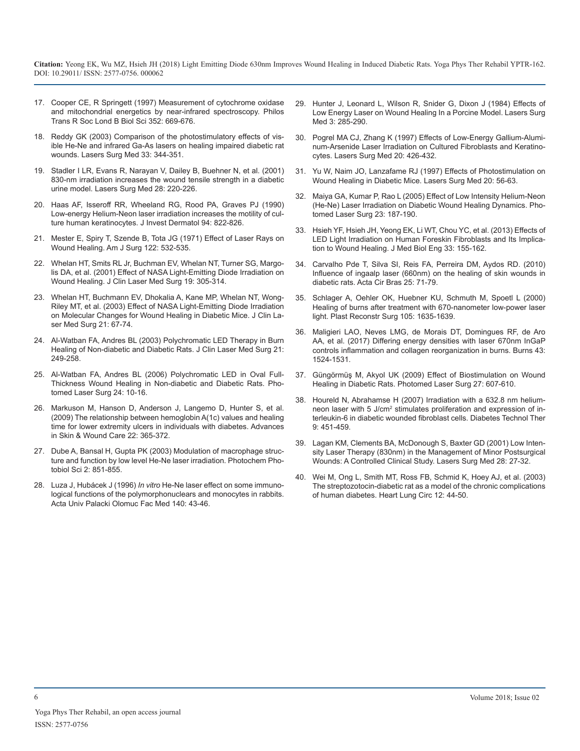17. Cooper CE, R Springett (1997) Measurement of cytochrome oxidase and mitochondrial energetics by near-infrared spectroscopy. Philos Trans R Soc Lond B Biol Sci 352: 669-676.

18. Reddy GK (2003) Comparison of the photostimulatory effects of visible He-Ne and infrared Ga-As lasers on healing impaired diabetic rat wounds. Lasers Surg Med 33: 344-351.

19. Stadler I LR, Evans R, Narayan V, Dailey B, Buehner N, et al. (2001) 830-nm irradiation increases the wound tensile strength in a diabetic urine model. Lasers Surg Med 28: 220-226.

20. Haas AF, Isseroff RR, Wheeland RG, Rood PA, Graves PJ (1990) Low-energy Helium-Neon laser irradiation increases the motility of culture human keratinocytes. J Invest Dermatol 94: 822-826.

21. Mester E, Spiry T, Szende B, Tota JG (1971) Effect of Laser Rays on Wound Healing. Am J Surg 122: 532-535.

22. Whelan HT, Smits RL Jr, Buchman EV, Whelan NT, Turner SG, Margolis DA, et al. (2001) Effect of NASA Light-Emitting Diode Irradiation on Wound Healing. J Clin Laser Med Surg 19: 305-314.

23. Whelan HT, Buchmann EV, Dhokalia A, Kane MP, Whelan NT, Wong-Riley MT, et al. (2003) Effect of NASA Light-Emitting Diode Irradiation on Molecular Changes for Wound Healing in Diabetic Mice. J Clin Laser Med Surg 21: 67-74.

24. Al-Watban FA, Andres BL (2003) Polychromatic LED Therapy in Burn Healing of Non-diabetic and Diabetic Rats. J Clin Laser Med Surg 21: 249-258.

25. Al-Watban FA, Andres BL (2006) Polychromatic LED in Oval Full-Thickness Wound Healing in Non-diabetic and Diabetic Rats. Photomed Laser Surg 24: 10-16.

26. Markuson M, Hanson D, Anderson J, Langemo D, Hunter S, et al. (2009) The relationship between hemoglobin A(1c) values and healing time for lower extremity ulcers in individuals with diabetes. Advances in Skin & Wound Care 22: 365-372.

27. Dube A, Bansal H, Gupta PK (2003) Modulation of macrophage structure and function by low level He-Ne laser irradiation. Photochem Photobiol Sci 2: 851-855.

28. Luza J, Hubácek J (1996) *In vitro* He-Ne laser effect on some immunological functions of the polymorphonuclears and monocytes in rabbits. Acta Univ Palacki Olomuc Fac Med 140: 43-46.

29. Hunter J, Leonard L, Wilson R, Snider G, Dixon J (1984) Effects of Low Energy Laser on Wound Healing In a Porcine Model. Lasers Surg Med 3: 285-290.

30. Pogrel MA CJ, Zhang K (1997) Effects of Low-Energy Gallium-Aluminum-Arsenide Laser Irradiation on Cultured Fibroblasts and Keratinocytes. Lasers Surg Med 20: 426-432.

31. Yu W, Naim JO, Lanzafame RJ (1997) Effects of Photostimulation on Wound Healing in Diabetic Mice. Lasers Surg Med 20: 56-63.

32. Maiya GA, Kumar P, Rao L (2005) Effect of Low Intensity Helium-Neon (He-Ne) Laser Irradiation on Diabetic Wound Healing Dynamics. Photomed Laser Surg 23: 187-190.

33. Hsieh YF, Hsieh JH, Yeong EK, Li WT, Chou YC, et al. (2013) Effects of LED Light Irradiation on Human Foreskin Fibroblasts and Its Implication to Wound Healing. J Med Biol Eng 33: 155-162.

34. Carvalho Pde T, Silva SI, Reis FA, Perreira DM, Aydos RD. (2010) Influence of ingaalp laser (660nm) on the healing of skin wounds in diabetic rats. Acta Cir Bras 25: 71-79.

35. Schlager A, Oehler OK, Huebner KU, Schmuth M, Spoetl L (2000) Healing of burns after treatment with 670-nanometer low-power laser light. Plast Reconstr Surg 105: 1635-1639.

36. Maligieri LAO, Neves LMG, de Morais DT, Domingues RF, de Aro AA, et al. (2017) Differing energy densities with laser 670nm InGaP controls inflammation and collagen reorganization in burns. Burns 43: 1524-1531.

37. Güngörmüş M, Akyol UK (2009) Effect of Biostimulation on Wound Healing in Diabetic Rats. Photomed Laser Surg 27: 607-610.

38. Houreld N, Abrahamse H (2007) Irradiation with a 632.8 nm helium-neon laser with 5 J/cm$^2$ stimulates proliferation and expression of interleukin-6 in diabetic wounded fibroblast cells. Diabetes Technol Ther 9: 451-459.

39. Lagan KM, Clements BA, McDonough S, Baxter GD (2001) Low Intensity Laser Therapy (830nm) in the Management of Minor Postsurgical Wounds: A Controlled Clinical Study. Lasers Surg Med 28: 27-32.

40. Wei M, Ong L, Smith MT, Ross FB, Schmid K, Hoey AJ, et al. (2003) The streptozotocin-diabetic rat as a model of the chronic complications of human diabetes. Heart Lung Circ 12: 44-50.